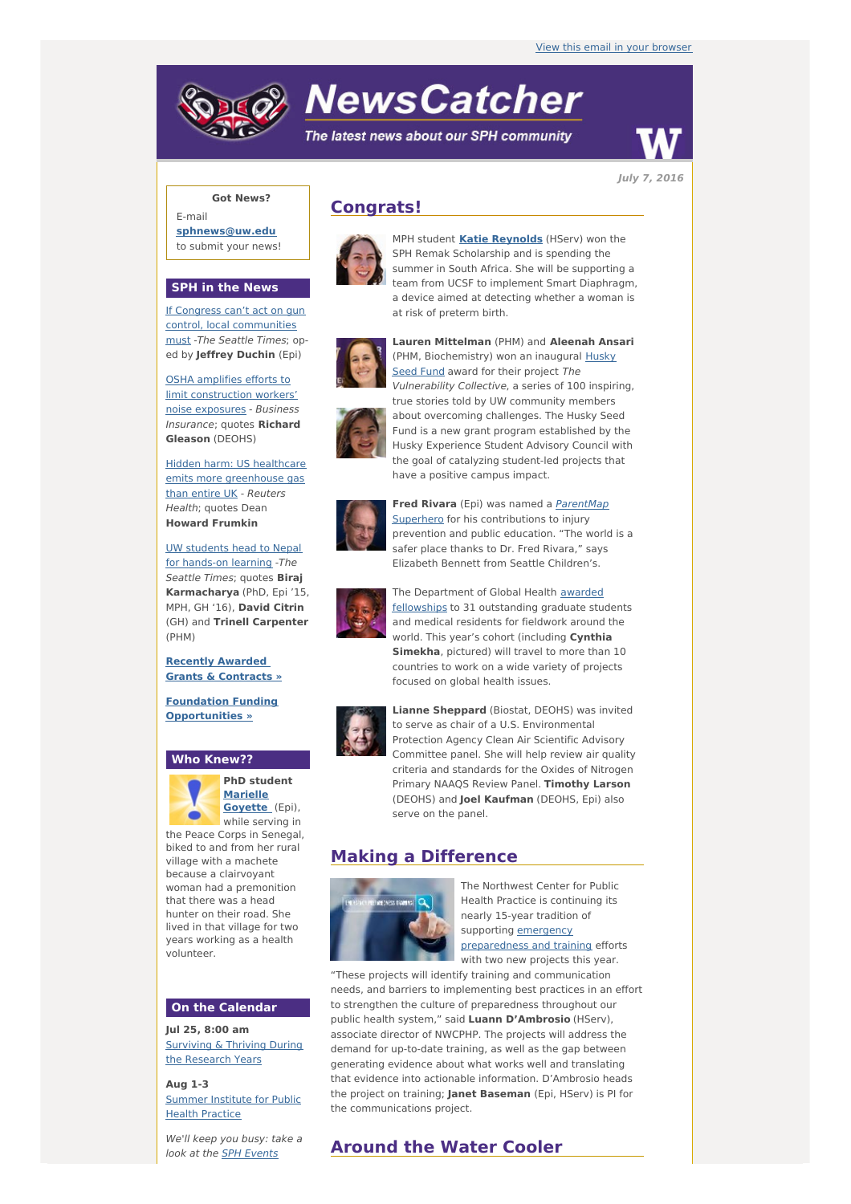View this email in your browser

# NewsCatcher

*The latest news about our SPH community*

*July 7, 2016*

**Got News?**

E-mail **sphnews@uw.edu** to submit your news!

## SPH in the News

If Congress can't act on gun control, local communities must -*The Seattle Times*; op-ed by **Jeffrey Duchin** (Epi)

OSHA amplifies efforts to limit construction workers' noise exposures - *Business Insurance*; quotes **Richard Gleason** (DEOHS)

Hidden harm: US healthcare emits more greenhouse gas than entire UK - *Reuters Health*; quotes Dean **Howard Frumkin**

UW students head to Nepal for hands-on learning -*The Seattle Times*; quotes **Biraj Karmacharya** (PhD, Epi '15, MPH, GH '16), **David Citrin** (GH) and **Trinell Carpenter** (PHM)

**Recently Awarded Grants & Contracts »**

**Foundation Funding Opportunities »**

## Who Knew??

**PhD student Marielle Goyette** (Epi), while serving in the Peace Corps in Senegal, biked to and from her rural village with a machete because a clairvoyant woman had a premonition that there was a head hunter on their road. She lived in that village for two years working as a health volunteer.

## On the Calendar

**Jul 25, 8:00 am**
Surviving & Thriving During the Research Years

**Aug 1-3**
Summer Institute for Public Health Practice

*We'll keep you busy: take a look at the SPH Events*

## Congrats!

MPH student **Katie Reynolds** (HServ) won the SPH Remak Scholarship and is spending the summer in South Africa. She will be supporting a team from UCSF to implement Smart Diaphragm, a device aimed at detecting whether a woman is at risk of preterm birth.

**Lauren Mittelman** (PHM) and **Aleenah Ansari** (PHM, Biochemistry) won an inaugural Husky Seed Fund award for their project *The Vulnerability Collective*, a series of 100 inspiring, true stories told by UW community members about overcoming challenges. The Husky Seed Fund is a new grant program established by the Husky Experience Student Advisory Council with the goal of catalyzing student-led projects that have a positive campus impact.

**Fred Rivara** (Epi) was named a *ParentMap Superhero* for his contributions to injury prevention and public education. "The world is a safer place thanks to Dr. Fred Rivara," says Elizabeth Bennett from Seattle Children's.

The Department of Global Health awarded fellowships to 31 outstanding graduate students and medical residents for fieldwork around the world. This year's cohort (including **Cynthia Simekha**, pictured) will travel to more than 10 countries to work on a wide variety of projects focused on global health issues.

**Lianne Sheppard** (Biostat, DEOHS) was invited to serve as chair of a U.S. Environmental Protection Agency Clean Air Scientific Advisory Committee panel. She will help review air quality criteria and standards for the Oxides of Nitrogen Primary NAAQS Review Panel. **Timothy Larson** (DEOHS) and **Joel Kaufman** (DEOHS, Epi) also serve on the panel.

## Making a Difference

The Northwest Center for Public Health Practice is continuing its nearly 15-year tradition of supporting emergency preparedness and training efforts with two new projects this year. "These projects will identify training and communication needs, and barriers to implementing best practices in an effort to strengthen the culture of preparedness throughout our public health system," said **Luann D'Ambrosio** (HServ), associate director of NWCPHP. The projects will address the demand for up-to-date training, as well as the gap between generating evidence about what works well and translating that evidence into actionable information. D'Ambrosio heads the project on training; **Janet Baseman** (Epi, HServ) is PI for the communications project.

## Around the Water Cooler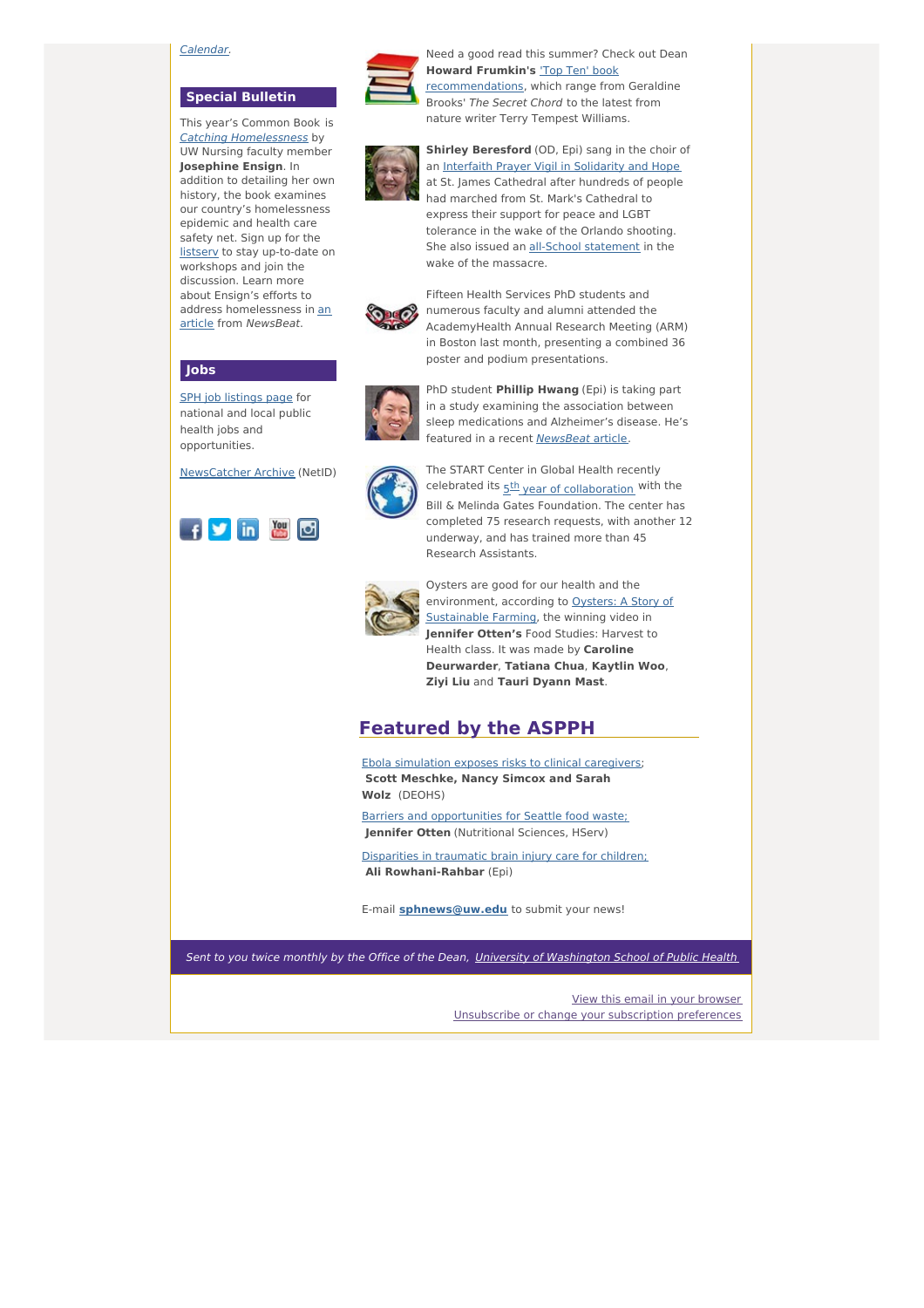*Calendar*.

## Special Bulletin

This year's Common Book is *Catching Homelessness* by UW Nursing faculty member **Josephine Ensign**. In addition to detailing her own history, the book examines our country's homelessness epidemic and health care safety net. Sign up for the listserv to stay up-to-date on workshops and join the discussion. Learn more about Ensign's efforts to address homelessness in an article from *NewsBeat*.

## Jobs

SPH job listings page for national and local public health jobs and opportunities.

NewsCatcher Archive (NetID)

Need a good read this summer? Check out Dean **Howard Frumkin's** 'Top Ten' book recommendations, which range from Geraldine Brooks' *The Secret Chord* to the latest from nature writer Terry Tempest Williams.

**Shirley Beresford** (OD, Epi) sang in the choir of an Interfaith Prayer Vigil in Solidarity and Hope at St. James Cathedral after hundreds of people had marched from St. Mark's Cathedral to express their support for peace and LGBT tolerance in the wake of the Orlando shooting. She also issued an all-School statement in the wake of the massacre.

Fifteen Health Services PhD students and numerous faculty and alumni attended the AcademyHealth Annual Research Meeting (ARM) in Boston last month, presenting a combined 36 poster and podium presentations.

PhD student **Phillip Hwang** (Epi) is taking part in a study examining the association between sleep medications and Alzheimer's disease. He's featured in a recent *NewsBeat* article.

The START Center in Global Health recently celebrated its 5th year of collaboration with the Bill & Melinda Gates Foundation. The center has completed 75 research requests, with another 12 underway, and has trained more than 45 Research Assistants.

Oysters are good for our health and the environment, according to Oysters: A Story of Sustainable Farming, the winning video in **Jennifer Otten's** Food Studies: Harvest to Health class. It was made by **Caroline Deurwarder**, **Tatiana Chua**, **Kaytlin Woo**, **Ziyi Liu** and **Tauri Dyann Mast**.

## Featured by the ASPPH

Ebola simulation exposes risks to clinical caregivers; **Scott Meschke, Nancy Simcox and Sarah Wolz** (DEOHS)

Barriers and opportunities for Seattle food waste; **Jennifer Otten** (Nutritional Sciences, HServ)

Disparities in traumatic brain injury care for children; **Ali Rowhani-Rahbar** (Epi)

E-mail **sphnews@uw.edu** to submit your news!

*Sent to you twice monthly by the Office of the Dean, University of Washington School of Public Health*

View this email in your browser
Unsubscribe or change your subscription preferences